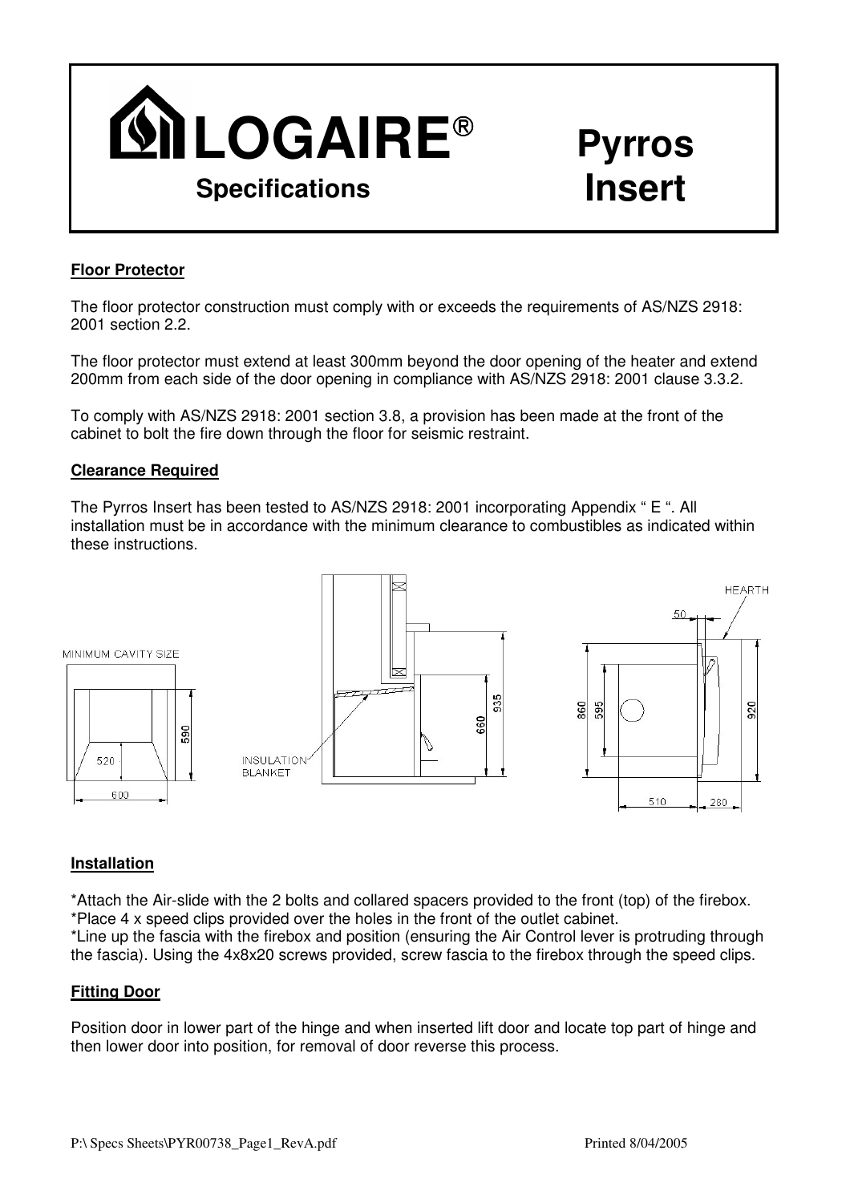# LOGAIRE®

## Specifications

# Pyrros Insert

### Floor Protector

The floor protector construction must comply with or exceeds the requirements of AS/NZS 2918: 2001 section 2.2.

The floor protector must extend at least 300mm beyond the door opening of the heater and extend 200mm from each side of the door opening in compliance with AS/NZS 2918: 2001 clause 3.3.2.

To comply with AS/NZS 2918: 2001 section 3.8, a provision has been made at the front of the cabinet to bolt the fire down through the floor for seismic restraint.

### Clearance Required

The Pyrros Insert has been tested to AS/NZS 2918: 2001 incorporating Appendix " E ". All installation must be in accordance with the minimum clearance to combustibles as indicated within these instructions.

MINIMUM CAVITY SIZE

520

600

590

INSULATION BLANKET

660

935

HEARTH

50

860

595

920

510

280

### Installation

*Attach the Air-slide with the 2 bolts and collared spacers provided to the front (top) of the firebox.
*Place 4 x speed clips provided over the holes in the front of the outlet cabinet.
*Line up the fascia with the firebox and position (ensuring the Air Control lever is protruding through the fascia). Using the 4x8x20 screws provided, screw fascia to the firebox through the speed clips.

### Fitting Door

Position door in lower part of the hinge and when inserted lift door and locate top part of hinge and then lower door into position, for removal of door reverse this process.

P:\ Specs Sheets\PYR00738_Page1_RevA.pdf Printed 8/04/2005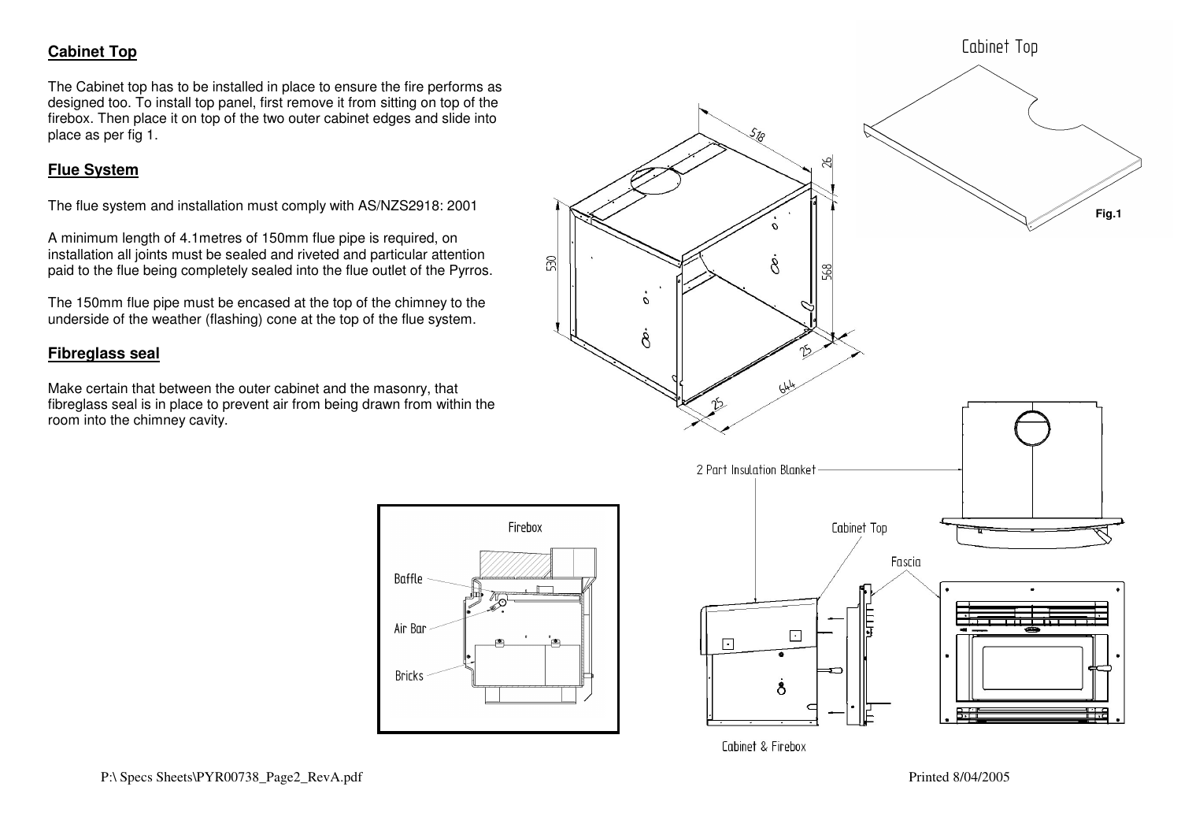## Cabinet Top

The Cabinet top has to be installed in place to ensure the fire performs as designed too. To install top panel, first remove it from sitting on top of the firebox. Then place it on top of the two outer cabinet edges and slide into place as per fig 1.

## Flue System

The flue system and installation must comply with AS/NZS2918: 2001

A minimum length of 4.1metres of 150mm flue pipe is required, on installation all joints must be sealed and riveted and particular attention paid to the flue being completely sealed into the flue outlet of the Pyrros.

The 150mm flue pipe must be encased at the top of the chimney to the underside of the weather (flashing) cone at the top of the flue system.

## Fibreglass seal

Make certain that between the outer cabinet and the masonry, that fibreglass seal is in place to prevent air from being drawn from within the room into the chimney cavity.

Cabinet Top

518
26
530
568
25
644
25

Fig.1

Firebox

Baffle

Air Bar

Bricks

2 Part Insulation Blanket

Cabinet Top

Fascia

Cabinet & Firebox